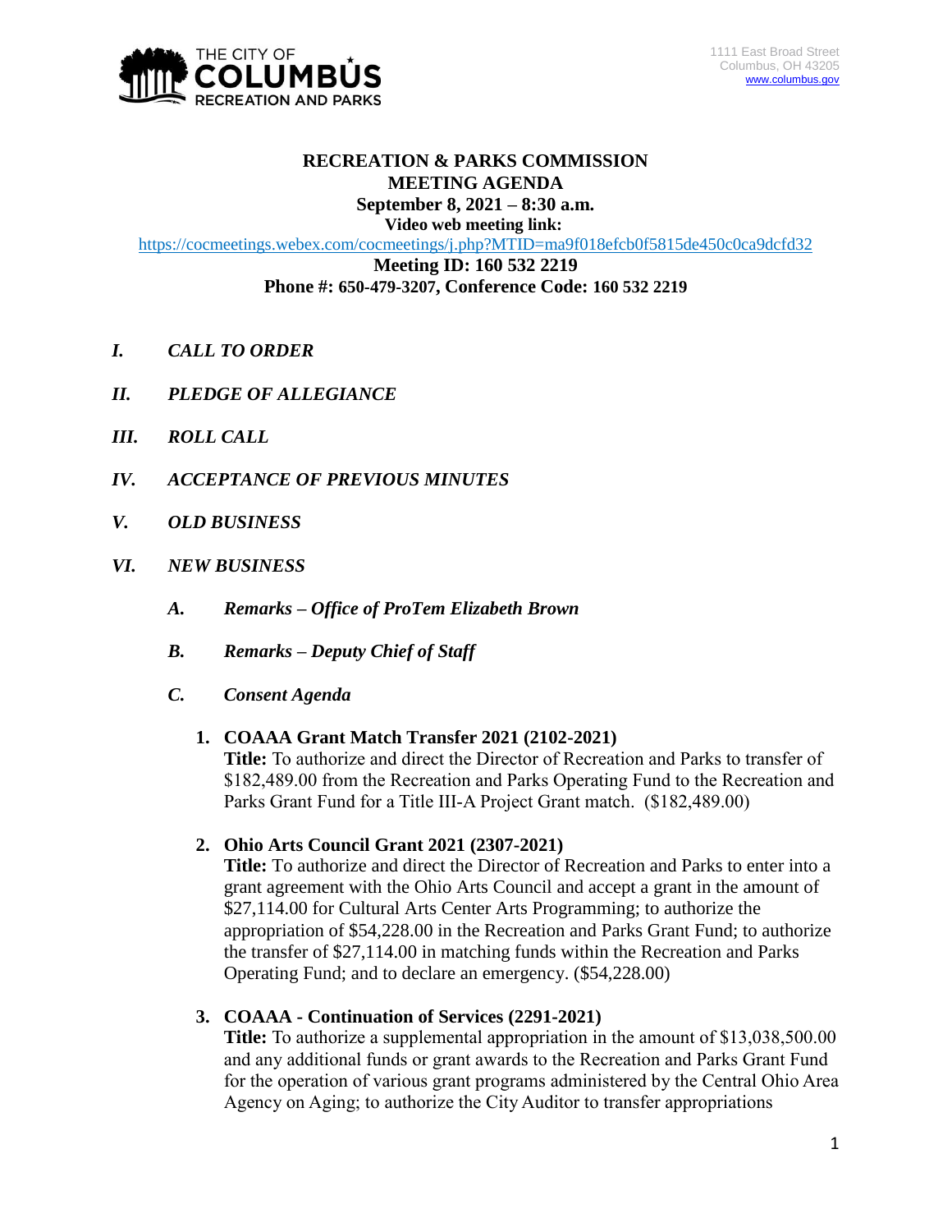THE CITY OF COLUMBUS RECREATION AND PARKS

1111 East Broad Street
Columbus, OH 43205
www.columbus.gov

# RECREATION & PARKS COMMISSION MEETING AGENDA

**September 8, 2021 – 8:30 a.m.**

**Video web meeting link:**

https://cocmeetings.webex.com/cocmeetings/j.php?MTID=ma9f018efcb0f5815de450c0ca9dcfd32

**Meeting ID: 160 532 2219**

**Phone #: 650-479-3207, Conference Code: 160 532 2219**

***I. CALL TO ORDER***

***II. PLEDGE OF ALLEGIANCE***

***III. ROLL CALL***

***IV. ACCEPTANCE OF PREVIOUS MINUTES***

***V. OLD BUSINESS***

***VI. NEW BUSINESS***

***A. Remarks – Office of ProTem Elizabeth Brown***

***B. Remarks – Deputy Chief of Staff***

***C. Consent Agenda***

**1. COAAA Grant Match Transfer 2021 (2102-2021)**
**Title:** To authorize and direct the Director of Recreation and Parks to transfer of $182,489.00 from the Recreation and Parks Operating Fund to the Recreation and Parks Grant Fund for a Title III-A Project Grant match. ($182,489.00)

**2. Ohio Arts Council Grant 2021 (2307-2021)**
**Title:** To authorize and direct the Director of Recreation and Parks to enter into a grant agreement with the Ohio Arts Council and accept a grant in the amount of $27,114.00 for Cultural Arts Center Arts Programming; to authorize the appropriation of $54,228.00 in the Recreation and Parks Grant Fund; to authorize the transfer of $27,114.00 in matching funds within the Recreation and Parks Operating Fund; and to declare an emergency. ($54,228.00)

**3. COAAA - Continuation of Services (2291-2021)**
**Title:** To authorize a supplemental appropriation in the amount of $13,038,500.00 and any additional funds or grant awards to the Recreation and Parks Grant Fund for the operation of various grant programs administered by the Central Ohio Area Agency on Aging; to authorize the City Auditor to transfer appropriations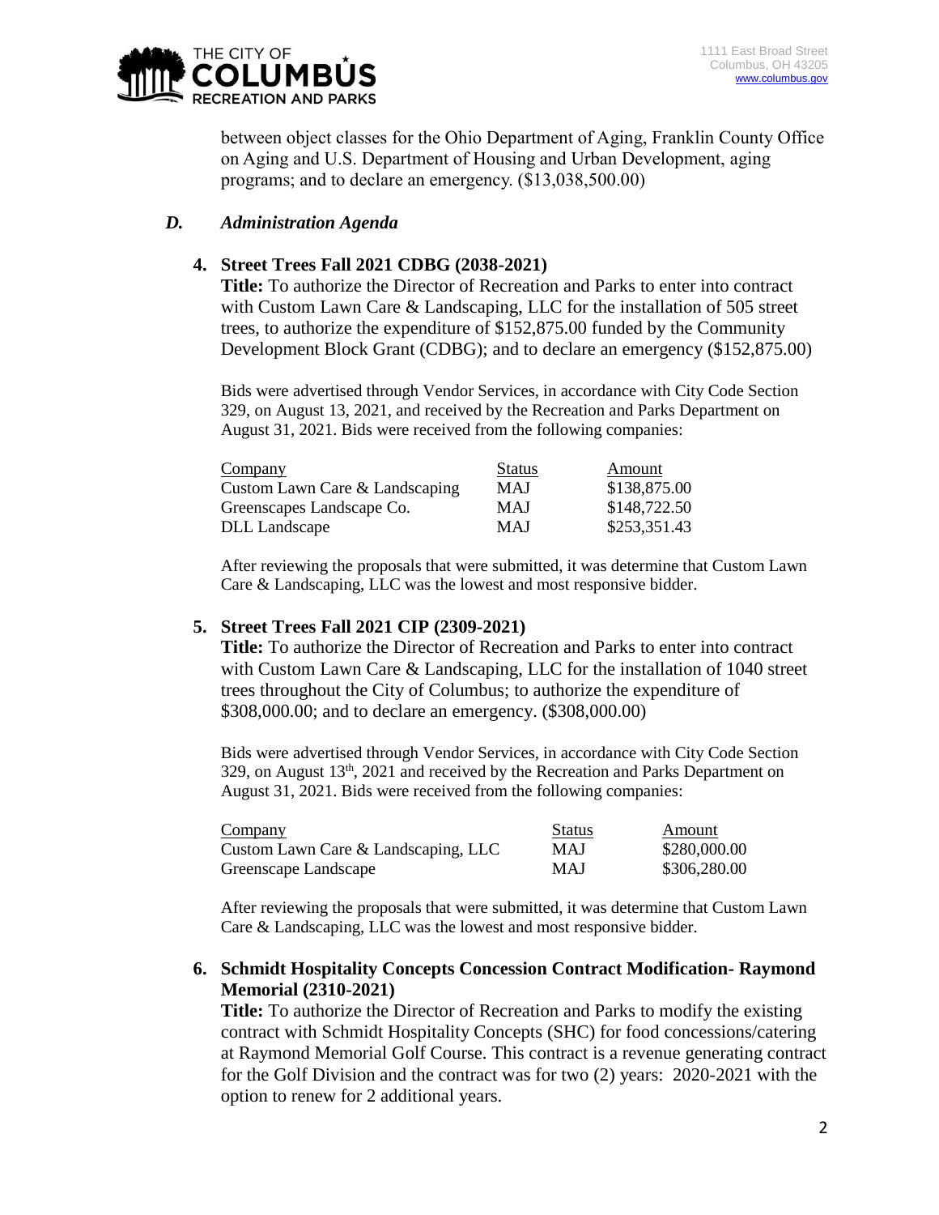between object classes for the Ohio Department of Aging, Franklin County Office on Aging and U.S. Department of Housing and Urban Development, aging programs; and to declare an emergency. ($13,038,500.00)

### *D. Administration Agenda*

**4. Street Trees Fall 2021 CDBG (2038-2021)**

**Title:** To authorize the Director of Recreation and Parks to enter into contract with Custom Lawn Care & Landscaping, LLC for the installation of 505 street trees, to authorize the expenditure of $152,875.00 funded by the Community Development Block Grant (CDBG); and to declare an emergency ($152,875.00)

Bids were advertised through Vendor Services, in accordance with City Code Section 329, on August 13, 2021, and received by the Recreation and Parks Department on August 31, 2021. Bids were received from the following companies:

| Company | Status | Amount |
|---|---|---|
| Custom Lawn Care & Landscaping | MAJ | $138,875.00 |
| Greenscapes Landscape Co. | MAJ | $148,722.50 |
| DLL Landscape | MAJ | $253,351.43 |

After reviewing the proposals that were submitted, it was determine that Custom Lawn Care & Landscaping, LLC was the lowest and most responsive bidder.

**5. Street Trees Fall 2021 CIP (2309-2021)**

**Title:** To authorize the Director of Recreation and Parks to enter into contract with Custom Lawn Care & Landscaping, LLC for the installation of 1040 street trees throughout the City of Columbus; to authorize the expenditure of $308,000.00; and to declare an emergency. ($308,000.00)

Bids were advertised through Vendor Services, in accordance with City Code Section 329, on August 13th, 2021 and received by the Recreation and Parks Department on August 31, 2021. Bids were received from the following companies:

| Company | Status | Amount |
|---|---|---|
| Custom Lawn Care & Landscaping, LLC | MAJ | $280,000.00 |
| Greenscape Landscape | MAJ | $306,280.00 |

After reviewing the proposals that were submitted, it was determine that Custom Lawn Care & Landscaping, LLC was the lowest and most responsive bidder.

**6. Schmidt Hospitality Concepts Concession Contract Modification- Raymond Memorial (2310-2021)**

**Title:** To authorize the Director of Recreation and Parks to modify the existing contract with Schmidt Hospitality Concepts (SHC) for food concessions/catering at Raymond Memorial Golf Course. This contract is a revenue generating contract for the Golf Division and the contract was for two (2) years: 2020-2021 with the option to renew for 2 additional years.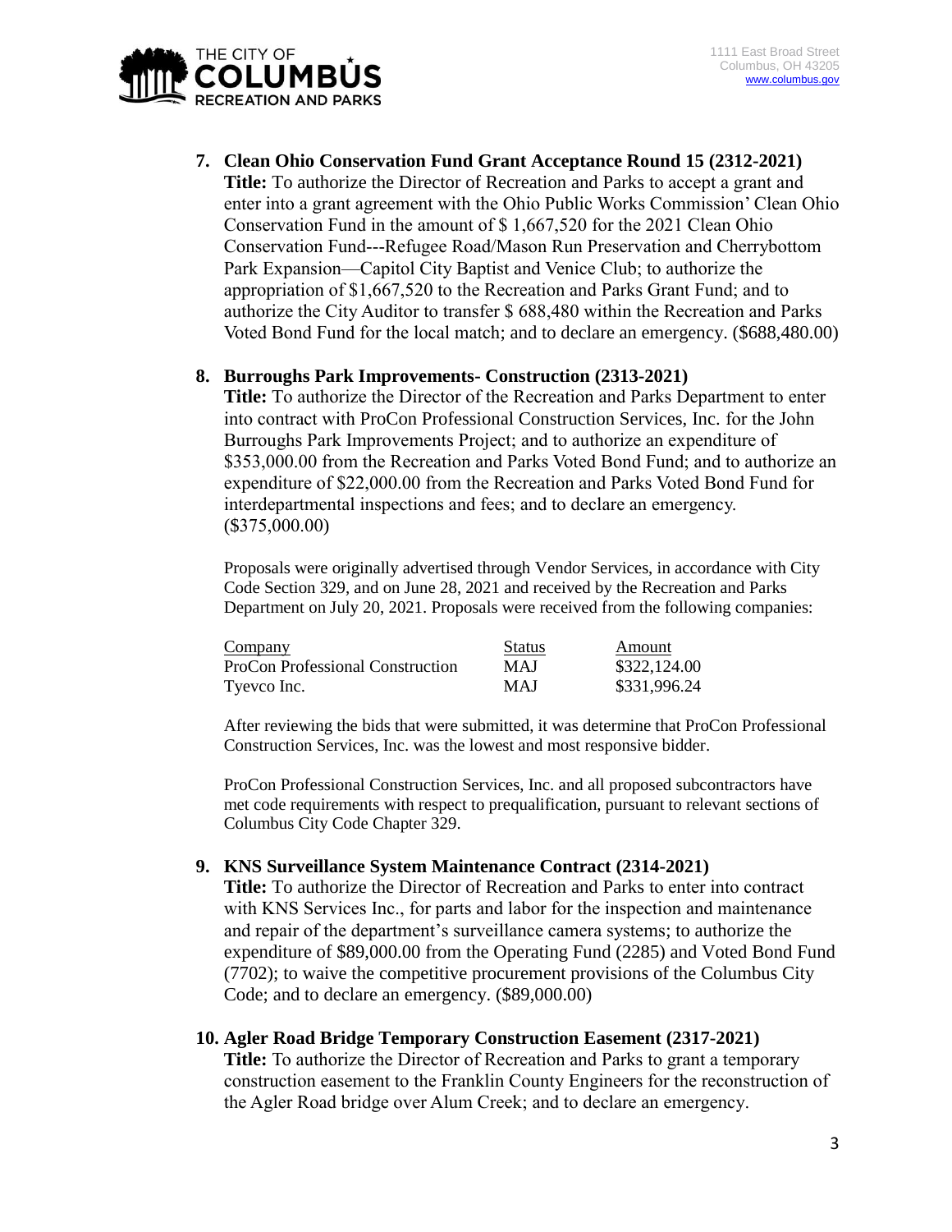7. **Clean Ohio Conservation Fund Grant Acceptance Round 15 (2312-2021)**
   **Title:** To authorize the Director of Recreation and Parks to accept a grant and enter into a grant agreement with the Ohio Public Works Commission' Clean Ohio Conservation Fund in the amount of $ 1,667,520 for the 2021 Clean Ohio Conservation Fund---Refugee Road/Mason Run Preservation and Cherrybottom Park Expansion—Capitol City Baptist and Venice Club; to authorize the appropriation of $1,667,520 to the Recreation and Parks Grant Fund; and to authorize the City Auditor to transfer $ 688,480 within the Recreation and Parks Voted Bond Fund for the local match; and to declare an emergency. ($688,480.00)

8. **Burroughs Park Improvements- Construction (2313-2021)**
   **Title:** To authorize the Director of the Recreation and Parks Department to enter into contract with ProCon Professional Construction Services, Inc. for the John Burroughs Park Improvements Project; and to authorize an expenditure of $353,000.00 from the Recreation and Parks Voted Bond Fund; and to authorize an expenditure of $22,000.00 from the Recreation and Parks Voted Bond Fund for interdepartmental inspections and fees; and to declare an emergency. ($375,000.00)

   Proposals were originally advertised through Vendor Services, in accordance with City Code Section 329, and on June 28, 2021 and received by the Recreation and Parks Department on July 20, 2021. Proposals were received from the following companies:

   | Company | Status | Amount |
   |---|---|---|
   | ProCon Professional Construction | MAJ | $322,124.00 |
   | Tyevco Inc. | MAJ | $331,996.24 |

   After reviewing the bids that were submitted, it was determine that ProCon Professional Construction Services, Inc. was the lowest and most responsive bidder.

   ProCon Professional Construction Services, Inc. and all proposed subcontractors have met code requirements with respect to prequalification, pursuant to relevant sections of Columbus City Code Chapter 329.

9. **KNS Surveillance System Maintenance Contract (2314-2021)**
   **Title:** To authorize the Director of Recreation and Parks to enter into contract with KNS Services Inc., for parts and labor for the inspection and maintenance and repair of the department's surveillance camera systems; to authorize the expenditure of $89,000.00 from the Operating Fund (2285) and Voted Bond Fund (7702); to waive the competitive procurement provisions of the Columbus City Code; and to declare an emergency. ($89,000.00)

10. **Agler Road Bridge Temporary Construction Easement (2317-2021)**
    **Title:** To authorize the Director of Recreation and Parks to grant a temporary construction easement to the Franklin County Engineers for the reconstruction of the Agler Road bridge over Alum Creek; and to declare an emergency.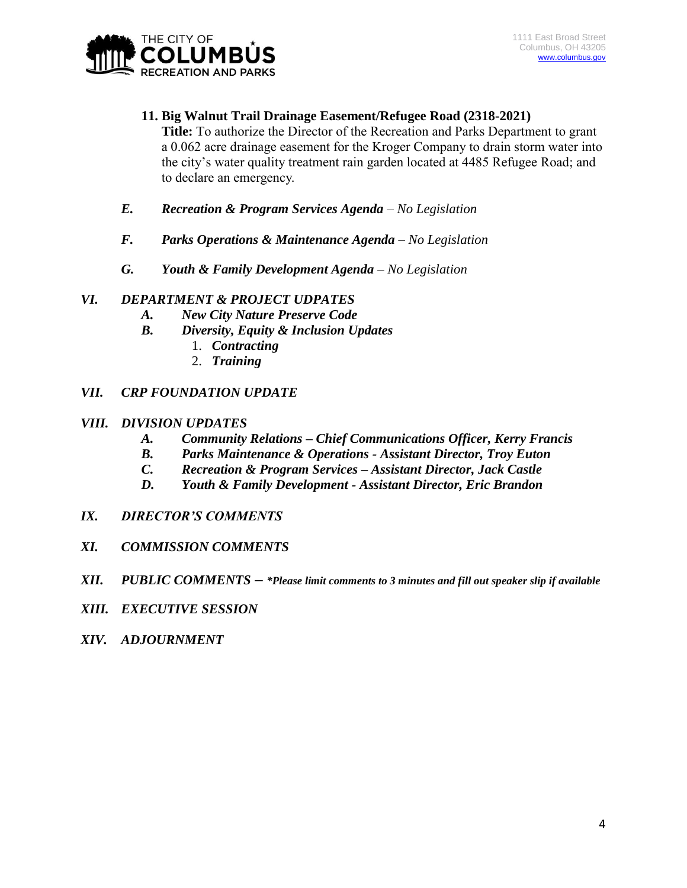11. **Big Walnut Trail Drainage Easement/Refugee Road (2318-2021)**
    **Title:** To authorize the Director of the Recreation and Parks Department to grant a 0.062 acre drainage easement for the Kroger Company to drain storm water into the city's water quality treatment rain garden located at 4485 Refugee Road; and to declare an emergency.

*E.* ***Recreation & Program Services Agenda*** *– No Legislation*

*F.* ***Parks Operations & Maintenance Agenda*** *– No Legislation*

*G.* ***Youth & Family Development Agenda*** *– No Legislation*

***VI. DEPARTMENT & PROJECT UDPATES***

- ***A. New City Nature Preserve Code***
- ***B. Diversity, Equity & Inclusion Updates***
  1. ***Contracting***
  2. ***Training***

***VII. CRP FOUNDATION UPDATE***

***VIII. DIVISION UPDATES***

- ***A. Community Relations – Chief Communications Officer, Kerry Francis***
- ***B. Parks Maintenance & Operations - Assistant Director, Troy Euton***
- ***C. Recreation & Program Services – Assistant Director, Jack Castle***
- ***D. Youth & Family Development - Assistant Director, Eric Brandon***

***IX. DIRECTOR'S COMMENTS***

***XI. COMMISSION COMMENTS***

***XII. PUBLIC COMMENTS –*** ***\*Please limit comments to 3 minutes and fill out speaker slip if available***

***XIII. EXECUTIVE SESSION***

***XIV. ADJOURNMENT***